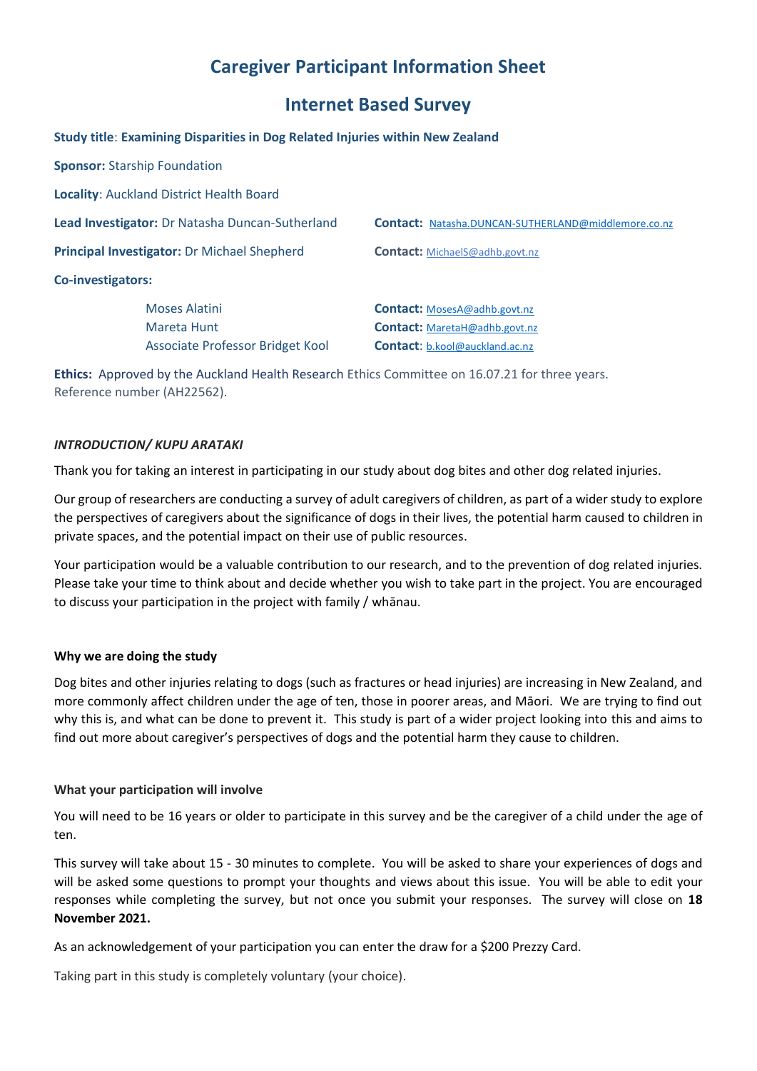# Caregiver Participant Information Sheet

## Internet Based Survey

**Study title**: **Examining Disparities in Dog Related Injuries within New Zealand**

**Sponsor:** Starship Foundation

**Locality**: Auckland District Health Board

**Lead Investigator:** Dr Natasha Duncan-Sutherland **Contact:** Natasha.DUNCAN-SUTHERLAND@middlemore.co.nz

**Principal Investigator:** Dr Michael Shepherd **Contact:** MichaelS@adhb.govt.nz

**Co-investigators:**

| Name | Contact |
|---|---|
| Moses Alatini | **Contact:** MosesA@adhb.govt.nz |
| Mareta Hunt | **Contact:** MaretaH@adhb.govt.nz |
| Associate Professor Bridget Kool | **Contact**: b.kool@auckland.ac.nz |

**Ethics:** Approved by the Auckland Health Research Ethics Committee on 16.07.21 for three years. Reference number (AH22562).

### *INTRODUCTION/ KUPU ARATAKI*

Thank you for taking an interest in participating in our study about dog bites and other dog related injuries.

Our group of researchers are conducting a survey of adult caregivers of children, as part of a wider study to explore the perspectives of caregivers about the significance of dogs in their lives, the potential harm caused to children in private spaces, and the potential impact on their use of public resources.

Your participation would be a valuable contribution to our research, and to the prevention of dog related injuries. Please take your time to think about and decide whether you wish to take part in the project. You are encouraged to discuss your participation in the project with family / whānau.

### Why we are doing the study

Dog bites and other injuries relating to dogs (such as fractures or head injuries) are increasing in New Zealand, and more commonly affect children under the age of ten, those in poorer areas, and Māori. We are trying to find out why this is, and what can be done to prevent it. This study is part of a wider project looking into this and aims to find out more about caregiver's perspectives of dogs and the potential harm they cause to children.

### What your participation will involve

You will need to be 16 years or older to participate in this survey and be the caregiver of a child under the age of ten.

This survey will take about 15 - 30 minutes to complete. You will be asked to share your experiences of dogs and will be asked some questions to prompt your thoughts and views about this issue. You will be able to edit your responses while completing the survey, but not once you submit your responses. The survey will close on **18 November 2021.**

As an acknowledgement of your participation you can enter the draw for a $200 Prezzy Card.

Taking part in this study is completely voluntary (your choice).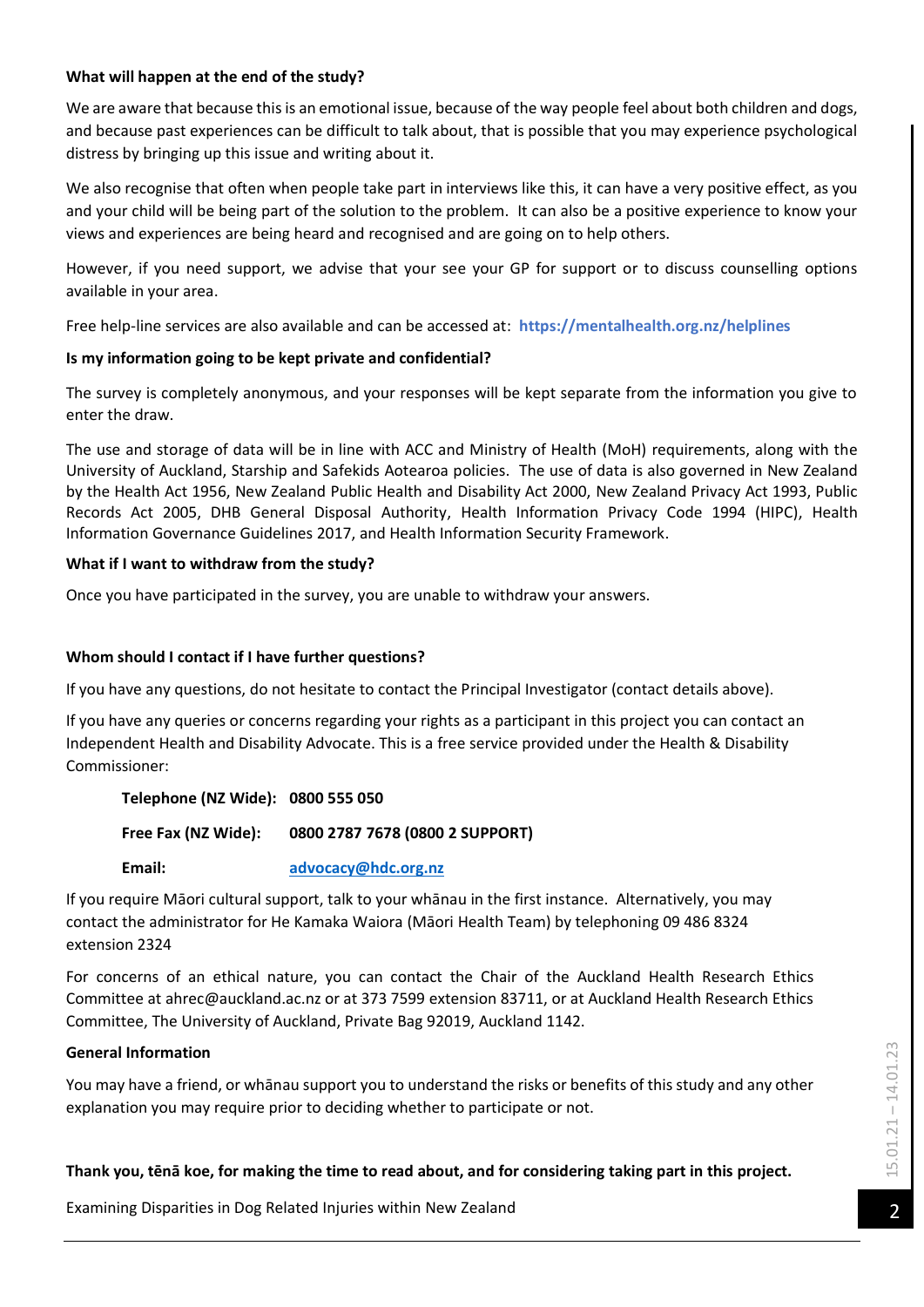**What will happen at the end of the study?**

We are aware that because this is an emotional issue, because of the way people feel about both children and dogs, and because past experiences can be difficult to talk about, that is possible that you may experience psychological distress by bringing up this issue and writing about it.

We also recognise that often when people take part in interviews like this, it can have a very positive effect, as you and your child will be being part of the solution to the problem. It can also be a positive experience to know your views and experiences are being heard and recognised and are going on to help others.

However, if you need support, we advise that your see your GP for support or to discuss counselling options available in your area.

Free help-line services are also available and can be accessed at: **https://mentalhealth.org.nz/helplines**

**Is my information going to be kept private and confidential?**

The survey is completely anonymous, and your responses will be kept separate from the information you give to enter the draw.

The use and storage of data will be in line with ACC and Ministry of Health (MoH) requirements, along with the University of Auckland, Starship and Safekids Aotearoa policies. The use of data is also governed in New Zealand by the Health Act 1956, New Zealand Public Health and Disability Act 2000, New Zealand Privacy Act 1993, Public Records Act 2005, DHB General Disposal Authority, Health Information Privacy Code 1994 (HIPC), Health Information Governance Guidelines 2017, and Health Information Security Framework.

**What if I want to withdraw from the study?**

Once you have participated in the survey, you are unable to withdraw your answers.

**Whom should I contact if I have further questions?**

If you have any questions, do not hesitate to contact the Principal Investigator (contact details above).

If you have any queries or concerns regarding your rights as a participant in this project you can contact an Independent Health and Disability Advocate. This is a free service provided under the Health & Disability Commissioner:

**Telephone (NZ Wide):** **0800 555 050**

**Free Fax (NZ Wide):** **0800 2787 7678 (0800 2 SUPPORT)**

**Email:** **advocacy@hdc.org.nz**

If you require Māori cultural support, talk to your whānau in the first instance. Alternatively, you may contact the administrator for He Kamaka Waiora (Māori Health Team) by telephoning 09 486 8324 extension 2324

For concerns of an ethical nature, you can contact the Chair of the Auckland Health Research Ethics Committee at ahrec@auckland.ac.nz or at 373 7599 extension 83711, or at Auckland Health Research Ethics Committee, The University of Auckland, Private Bag 92019, Auckland 1142.

**General Information**

You may have a friend, or whānau support you to understand the risks or benefits of this study and any other explanation you may require prior to deciding whether to participate or not.

**Thank you, tēnā koe, for making the time to read about, and for considering taking part in this project.**